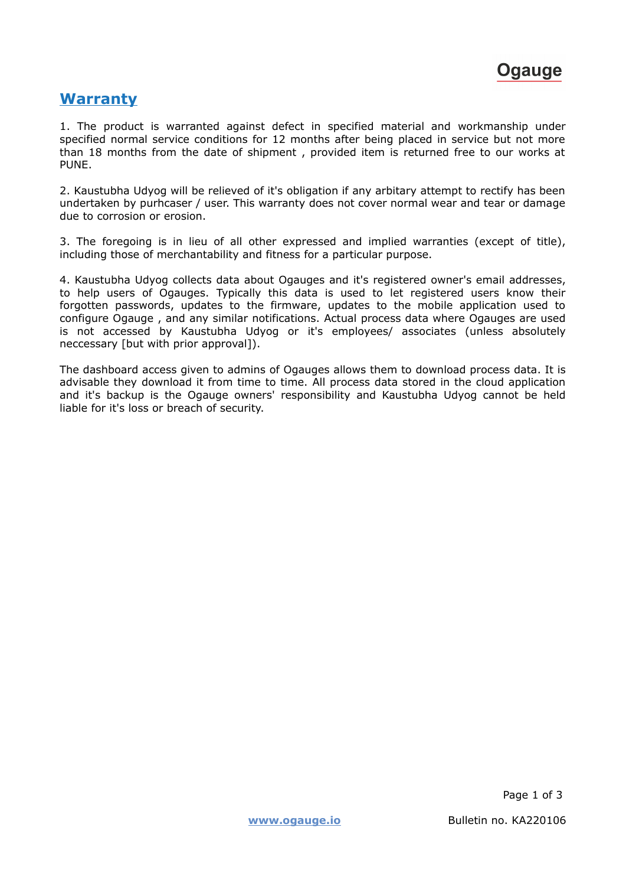# Warranty

1. The product is warranted against defect in specified material and workmanship under specified normal service conditions for 12 months after being placed in service but not more than 18 months from the date of shipment , provided item is returned free to our works at PUNE.

2. Kaustubha Udyog will be relieved of it's obligation if any arbitary attempt to rectify has been undertaken by purhcaser / user. This warranty does not cover normal wear and tear or damage due to corrosion or erosion.

3. The foregoing is in lieu of all other expressed and implied warranties (except of title), including those of merchantability and fitness for a particular purpose.

4. Kaustubha Udyog collects data about Ogauges and it's registered owner's email addresses, to help users of Ogauges. Typically this data is used to let registered users know their forgotten passwords, updates to the firmware, updates to the mobile application used to configure Ogauge , and any similar notifications. Actual process data where Ogauges are used is not accessed by Kaustubha Udyog or it's employees/ associates (unless absolutely neccessary [but with prior approval]).

The dashboard access given to admins of Ogauges allows them to download process data. It is advisable they download it from time to time. All process data stored in the cloud application and it's backup is the Ogauge owners' responsibility and Kaustubha Udyog cannot be held liable for it's loss or breach of security.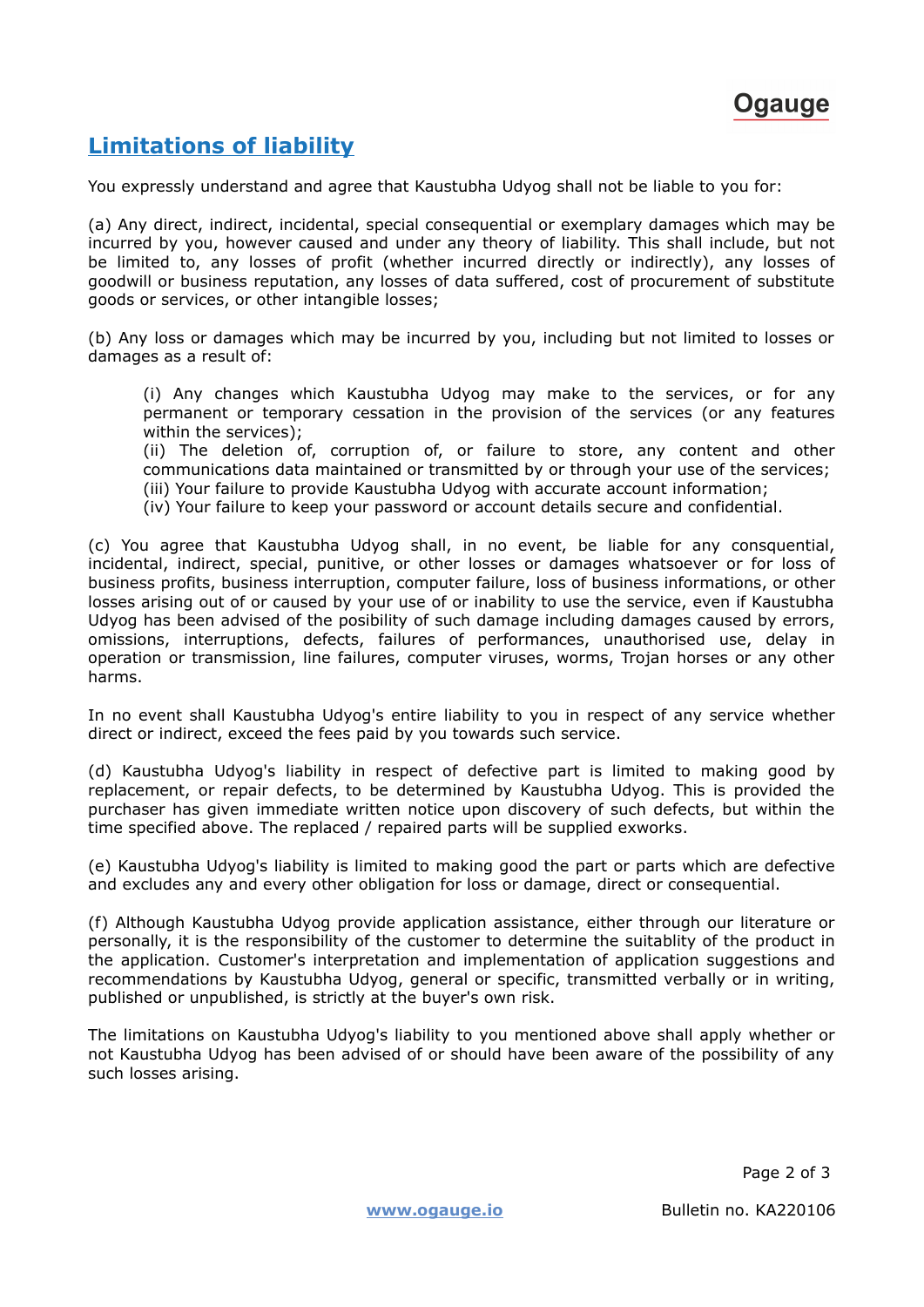## Limitations of liability

You expressly understand and agree that Kaustubha Udyog shall not be liable to you for:

(a) Any direct, indirect, incidental, special consequential or exemplary damages which may be incurred by you, however caused and under any theory of liability. This shall include, but not be limited to, any losses of profit (whether incurred directly or indirectly), any losses of goodwill or business reputation, any losses of data suffered, cost of procurement of substitute goods or services, or other intangible losses;

(b) Any loss or damages which may be incurred by you, including but not limited to losses or damages as a result of:

> (i) Any changes which Kaustubha Udyog may make to the services, or for any permanent or temporary cessation in the provision of the services (or any features within the services);
> (ii) The deletion of, corruption of, or failure to store, any content and other communications data maintained or transmitted by or through your use of the services;
> (iii) Your failure to provide Kaustubha Udyog with accurate account information;
> (iv) Your failure to keep your password or account details secure and confidential.

(c) You agree that Kaustubha Udyog shall, in no event, be liable for any consquential, incidental, indirect, special, punitive, or other losses or damages whatsoever or for loss of business profits, business interruption, computer failure, loss of business informations, or other losses arising out of or caused by your use of or inability to use the service, even if Kaustubha Udyog has been advised of the posibility of such damage including damages caused by errors, omissions, interruptions, defects, failures of performances, unauthorised use, delay in operation or transmission, line failures, computer viruses, worms, Trojan horses or any other harms.

In no event shall Kaustubha Udyog's entire liability to you in respect of any service whether direct or indirect, exceed the fees paid by you towards such service.

(d) Kaustubha Udyog's liability in respect of defective part is limited to making good by replacement, or repair defects, to be determined by Kaustubha Udyog. This is provided the purchaser has given immediate written notice upon discovery of such defects, but within the time specified above. The replaced / repaired parts will be supplied exworks.

(e) Kaustubha Udyog's liability is limited to making good the part or parts which are defective and excludes any and every other obligation for loss or damage, direct or consequential.

(f) Although Kaustubha Udyog provide application assistance, either through our literature or personally, it is the responsibility of the customer to determine the suitablity of the product in the application. Customer's interpretation and implementation of application suggestions and recommendations by Kaustubha Udyog, general or specific, transmitted verbally or in writing, published or unpublished, is strictly at the buyer's own risk.

The limitations on Kaustubha Udyog's liability to you mentioned above shall apply whether or not Kaustubha Udyog has been advised of or should have been aware of the possibility of any such losses arising.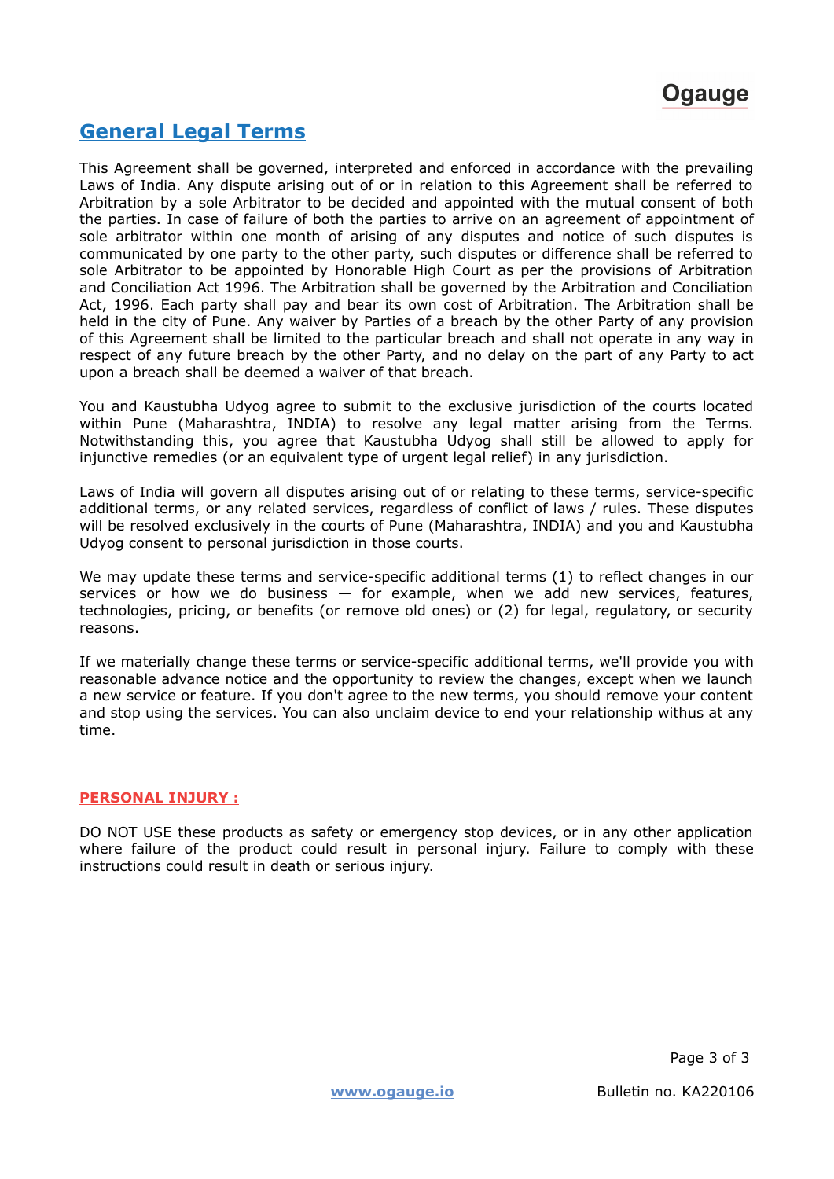## General Legal Terms

This Agreement shall be governed, interpreted and enforced in accordance with the prevailing Laws of India. Any dispute arising out of or in relation to this Agreement shall be referred to Arbitration by a sole Arbitrator to be decided and appointed with the mutual consent of both the parties. In case of failure of both the parties to arrive on an agreement of appointment of sole arbitrator within one month of arising of any disputes and notice of such disputes is communicated by one party to the other party, such disputes or difference shall be referred to sole Arbitrator to be appointed by Honorable High Court as per the provisions of Arbitration and Conciliation Act 1996. The Arbitration shall be governed by the Arbitration and Conciliation Act, 1996. Each party shall pay and bear its own cost of Arbitration. The Arbitration shall be held in the city of Pune. Any waiver by Parties of a breach by the other Party of any provision of this Agreement shall be limited to the particular breach and shall not operate in any way in respect of any future breach by the other Party, and no delay on the part of any Party to act upon a breach shall be deemed a waiver of that breach.

You and Kaustubha Udyog agree to submit to the exclusive jurisdiction of the courts located within Pune (Maharashtra, INDIA) to resolve any legal matter arising from the Terms. Notwithstanding this, you agree that Kaustubha Udyog shall still be allowed to apply for injunctive remedies (or an equivalent type of urgent legal relief) in any jurisdiction.

Laws of India will govern all disputes arising out of or relating to these terms, service-specific additional terms, or any related services, regardless of conflict of laws / rules. These disputes will be resolved exclusively in the courts of Pune (Maharashtra, INDIA) and you and Kaustubha Udyog consent to personal jurisdiction in those courts.

We may update these terms and service-specific additional terms (1) to reflect changes in our services or how we do business — for example, when we add new services, features, technologies, pricing, or benefits (or remove old ones) or (2) for legal, regulatory, or security reasons.

If we materially change these terms or service-specific additional terms, we'll provide you with reasonable advance notice and the opportunity to review the changes, except when we launch a new service or feature. If you don't agree to the new terms, you should remove your content and stop using the services. You can also unclaim device to end your relationship withus at any time.

**PERSONAL INJURY :**

DO NOT USE these products as safety or emergency stop devices, or in any other application where failure of the product could result in personal injury. Failure to comply with these instructions could result in death or serious injury.